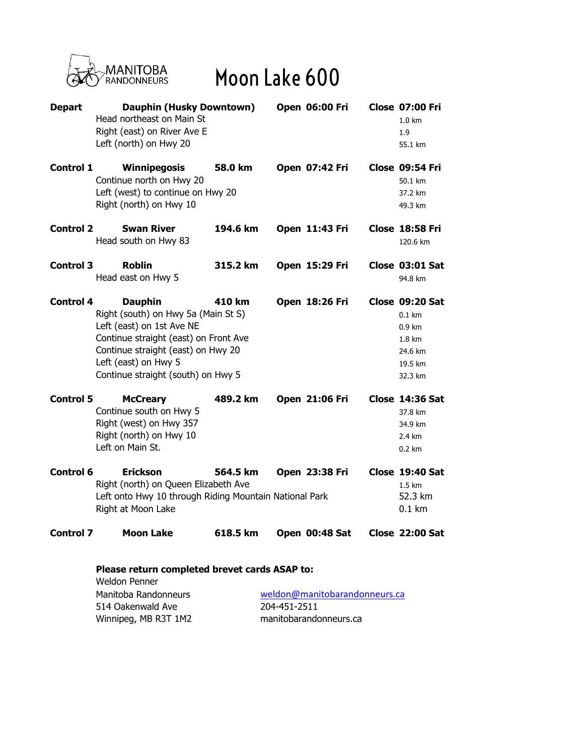MANITOBA RANDONNEURS

# Moon Lake 600

**Depart** **Dauphin (Husky Downtown)** **Open 06:00 Fri** **Close 07:00 Fri**

| Directions | Distance |
|---|---|
| Head northeast on Main St | 1.0 km |
| Right (east) on River Ave E | 1.9 |
| Left (north) on Hwy 20 | 55.1 km |

**Control 1** **Winnipegosis** **58.0 km** **Open 07:42 Fri** **Close 09:54 Fri**

| Directions | Distance |
|---|---|
| Continue north on Hwy 20 | 50.1 km |
| Left (west) to continue on Hwy 20 | 37.2 km |
| Right (north) on Hwy 10 | 49.3 km |

**Control 2** **Swan River** **194.6 km** **Open 11:43 Fri** **Close 18:58 Fri**

| Directions | Distance |
|---|---|
| Head south on Hwy 83 | 120.6 km |

**Control 3** **Roblin** **315.2 km** **Open 15:29 Fri** **Close 03:01 Sat**

| Directions | Distance |
|---|---|
| Head east on Hwy 5 | 94.8 km |

**Control 4** **Dauphin** **410 km** **Open 18:26 Fri** **Close 09:20 Sat**

| Directions | Distance |
|---|---|
| Right (south) on Hwy 5a (Main St S) | 0.1 km |
| Left (east) on 1st Ave NE | 0.9 km |
| Continue straight (east) on Front Ave | 1.8 km |
| Continue straight (east) on Hwy 20 | 24.6 km |
| Left (east) on Hwy 5 | 19.5 km |
| Continue straight (south) on Hwy 5 | 32.3 km |

**Control 5** **McCreary** **489.2 km** **Open 21:06 Fri** **Close 14:36 Sat**

| Directions | Distance |
|---|---|
| Continue south on Hwy 5 | 37.8 km |
| Right (west) on Hwy 357 | 34.9 km |
| Right (north) on Hwy 10 | 2.4 km |
| Left on Main St. | 0.2 km |

**Control 6** **Erickson** **564.5 km** **Open 23:38 Fri** **Close 19:40 Sat**

| Directions | Distance |
|---|---|
| Right (north) on Queen Elizabeth Ave | 1.5 km |
| Left onto Hwy 10 through Riding Mountain National Park | 52.3 km |
| Right at Moon Lake | 0.1 km |

**Control 7** **Moon Lake** **618.5 km** **Open 00:48 Sat** **Close 22:00 Sat**

**Please return completed brevet cards ASAP to:**

Weldon Penner
Manitoba Randonneurs
514 Oakenwald Ave
Winnipeg, MB R3T 1M2

weldon@manitobarandonneurs.ca
204-451-2511
manitobarandonneurs.ca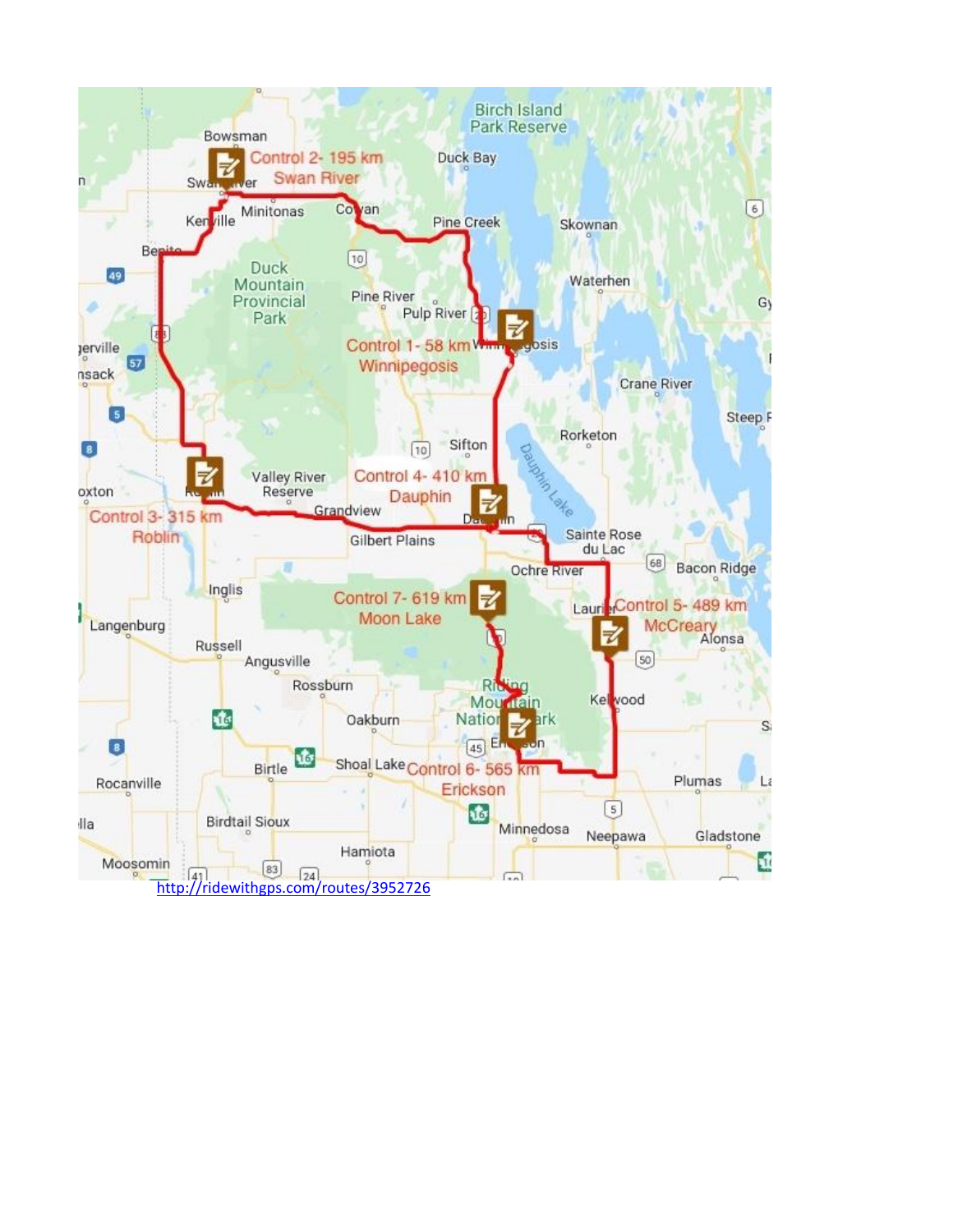Control 1- 58 km Winnipegosis

Control 2- 195 km Swan River

Control 3- 315 km Roblin

Control 4- 410 km Dauphin

Control 5- 489 km McCreary

Control 6- 565 km Erickson

Control 7- 619 km Moon Lake

http://ridewithgps.com/routes/3952726